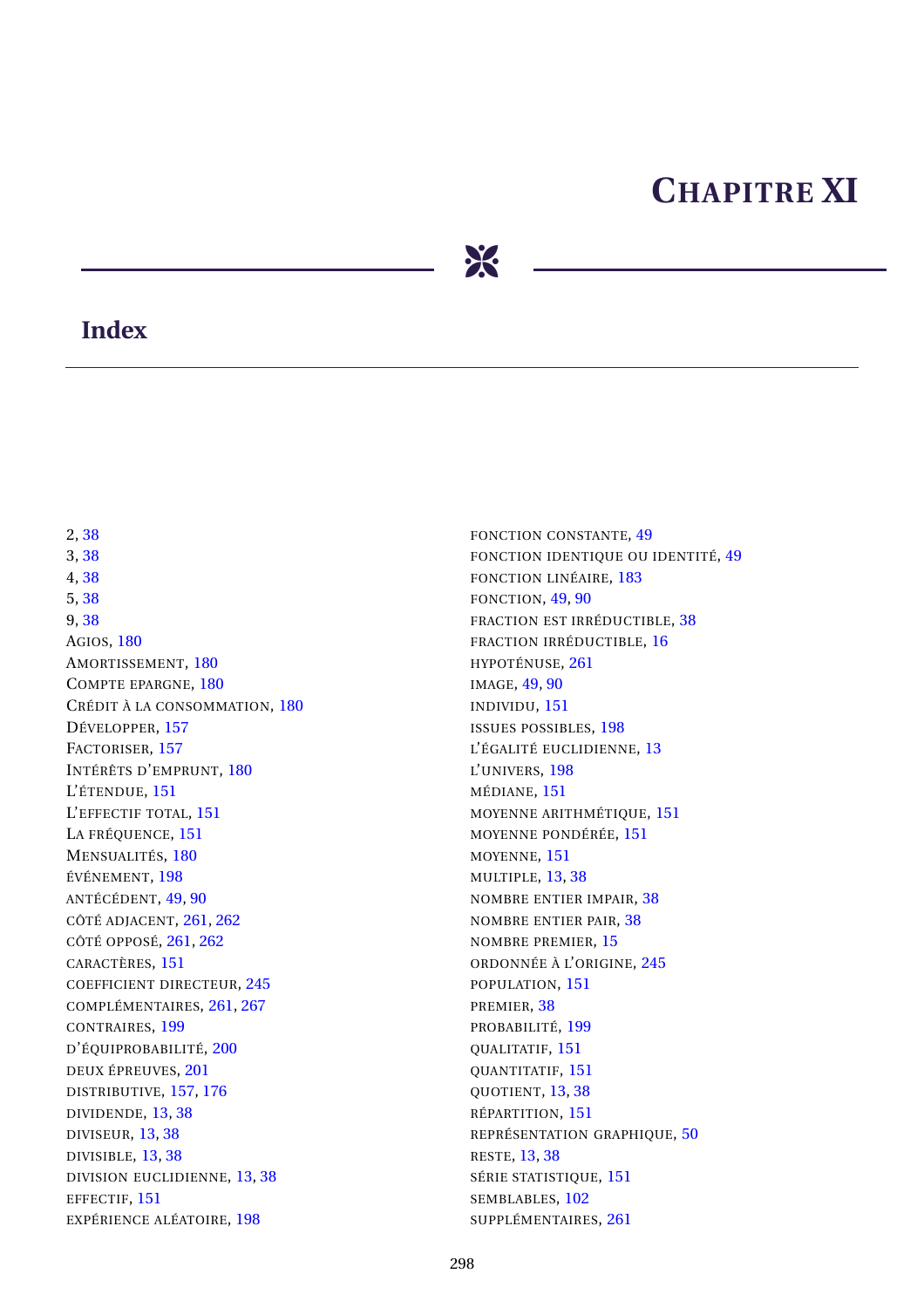# Chapitre XI

## Index

2, 38
3, 38
4, 38
5, 38
9, 38
Agios, 180
Amortissement, 180
Compte epargne, 180
Crédit à la consommation, 180
Développer, 157
Factoriser, 157
Intérêts d'emprunt, 180
L'étendue, 151
L'effectif total, 151
La fréquence, 151
Mensualités, 180
événement, 198
antécédent, 49, 90
côté adjacent, 261, 262
côté opposé, 261, 262
caractères, 151
coefficient directeur, 245
complémentaires, 261, 267
contraires, 199
d'équiprobabilité, 200
deux épreuves, 201
distributive, 157, 176
dividende, 13, 38
diviseur, 13, 38
divisible, 13, 38
division euclidienne, 13, 38
effectif, 151
expérience aléatoire, 198
fonction constante, 49
fonction identique ou identité, 49
fonction linéaire, 183
fonction, 49, 90
fraction est irréductible, 38
fraction irréductible, 16
hypoténuse, 261
image, 49, 90
individu, 151
issues possibles, 198
l'égalité euclidienne, 13
l'univers, 198
médiane, 151
moyenne arithmétique, 151
moyenne pondérée, 151
moyenne, 151
multiple, 13, 38
nombre entier impair, 38
nombre entier pair, 38
nombre premier, 15
ordonnée à l'origine, 245
population, 151
premier, 38
probabilité, 199
qualitatif, 151
quantitatif, 151
quotient, 13, 38
répartition, 151
représentation graphique, 50
reste, 13, 38
série statistique, 151
semblables, 102
supplémentaires, 261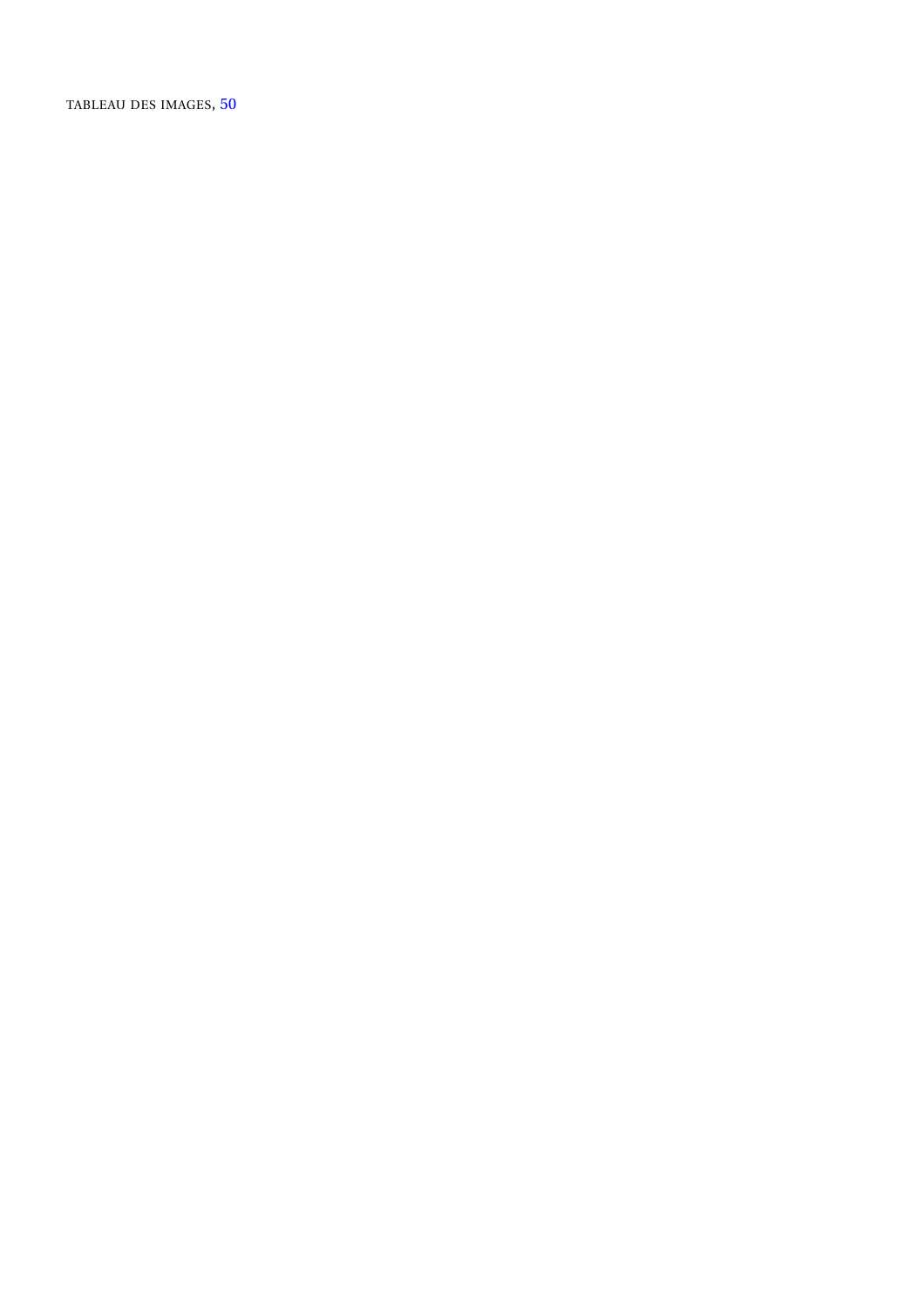TABLEAU DES IMAGES, 50